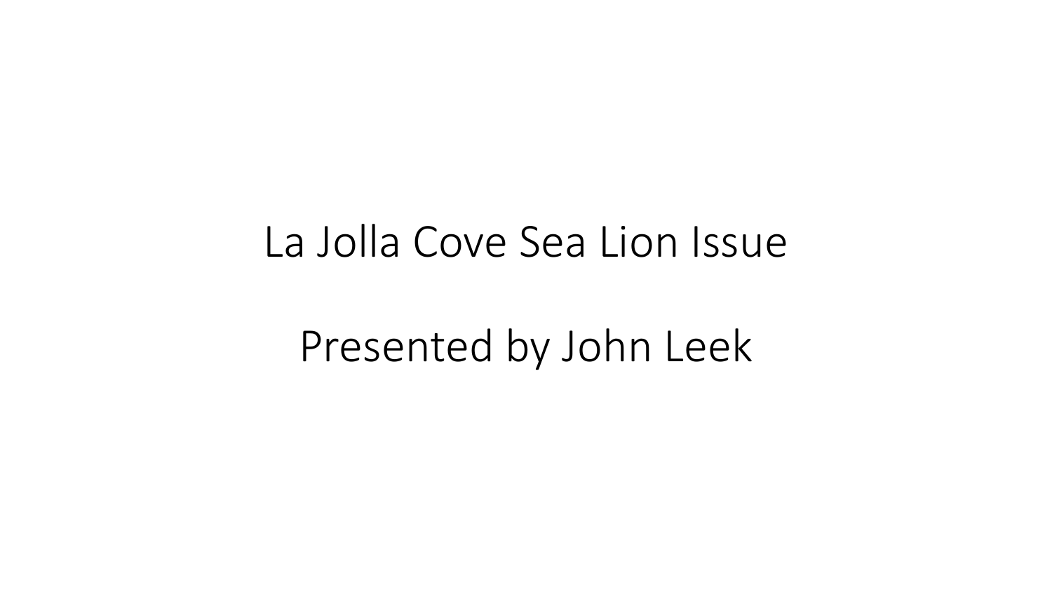# La Jolla Cove Sea Lion Issue

Presented by John Leek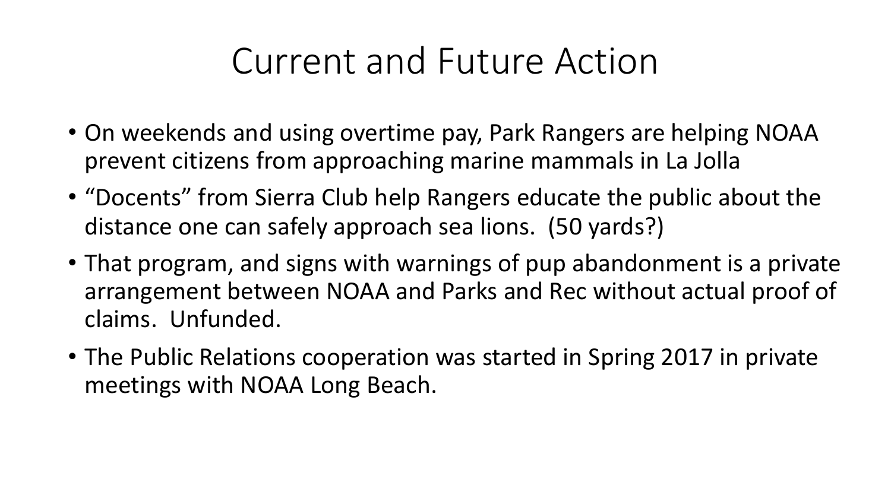# Current and Future Action

- On weekends and using overtime pay, Park Rangers are helping NOAA prevent citizens from approaching marine mammals in La Jolla
- "Docents" from Sierra Club help Rangers educate the public about the distance one can safely approach sea lions. (50 yards?)
- That program, and signs with warnings of pup abandonment is a private arrangement between NOAA and Parks and Rec without actual proof of claims. Unfunded.
- The Public Relations cooperation was started in Spring 2017 in private meetings with NOAA Long Beach.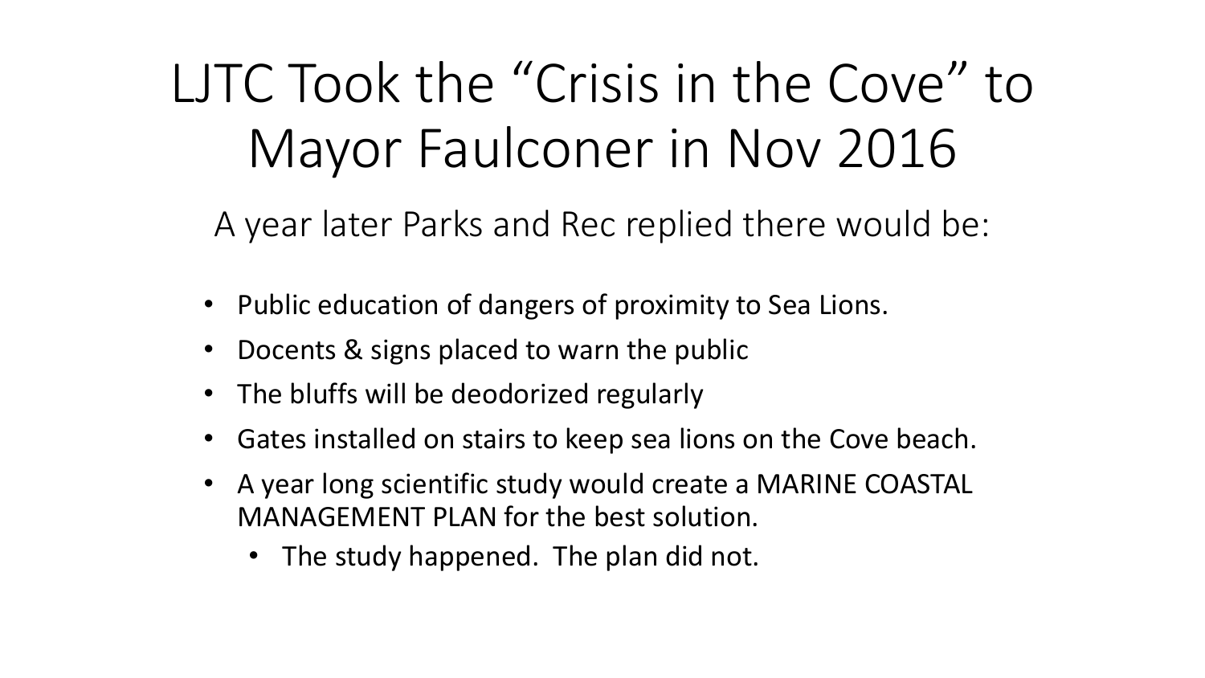# LJTC Took the "Crisis in the Cove" to Mayor Faulconer in Nov 2016

A year later Parks and Rec replied there would be:

- Public education of dangers of proximity to Sea Lions.
- Docents & signs placed to warn the public
- The bluffs will be deodorized regularly
- Gates installed on stairs to keep sea lions on the Cove beach.
- A year long scientific study would create a MARINE COASTAL MANAGEMENT PLAN for the best solution.
  - The study happened. The plan did not.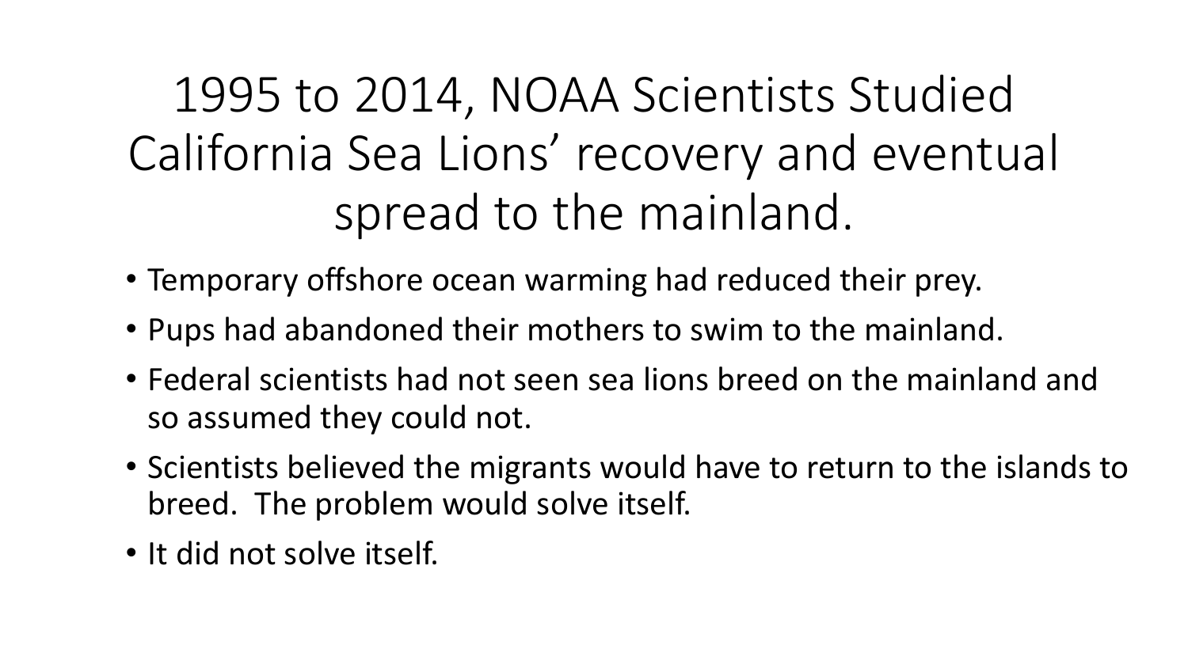# 1995 to 2014, NOAA Scientists Studied California Sea Lions' recovery and eventual spread to the mainland.

- Temporary offshore ocean warming had reduced their prey.
- Pups had abandoned their mothers to swim to the mainland.
- Federal scientists had not seen sea lions breed on the mainland and so assumed they could not.
- Scientists believed the migrants would have to return to the islands to breed. The problem would solve itself.
- It did not solve itself.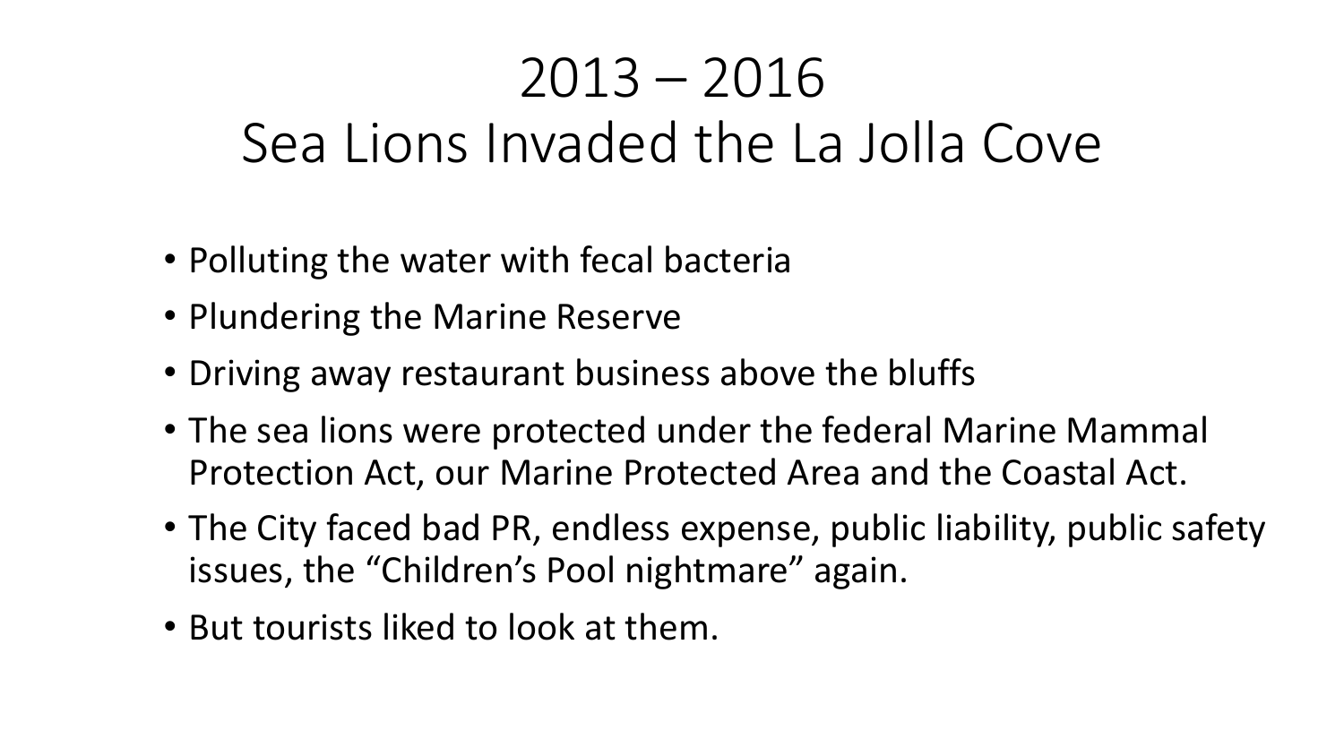# 2013 – 2016
# Sea Lions Invaded the La Jolla Cove

- Polluting the water with fecal bacteria
- Plundering the Marine Reserve
- Driving away restaurant business above the bluffs
- The sea lions were protected under the federal Marine Mammal Protection Act, our Marine Protected Area and the Coastal Act.
- The City faced bad PR, endless expense, public liability, public safety issues, the "Children's Pool nightmare" again.
- But tourists liked to look at them.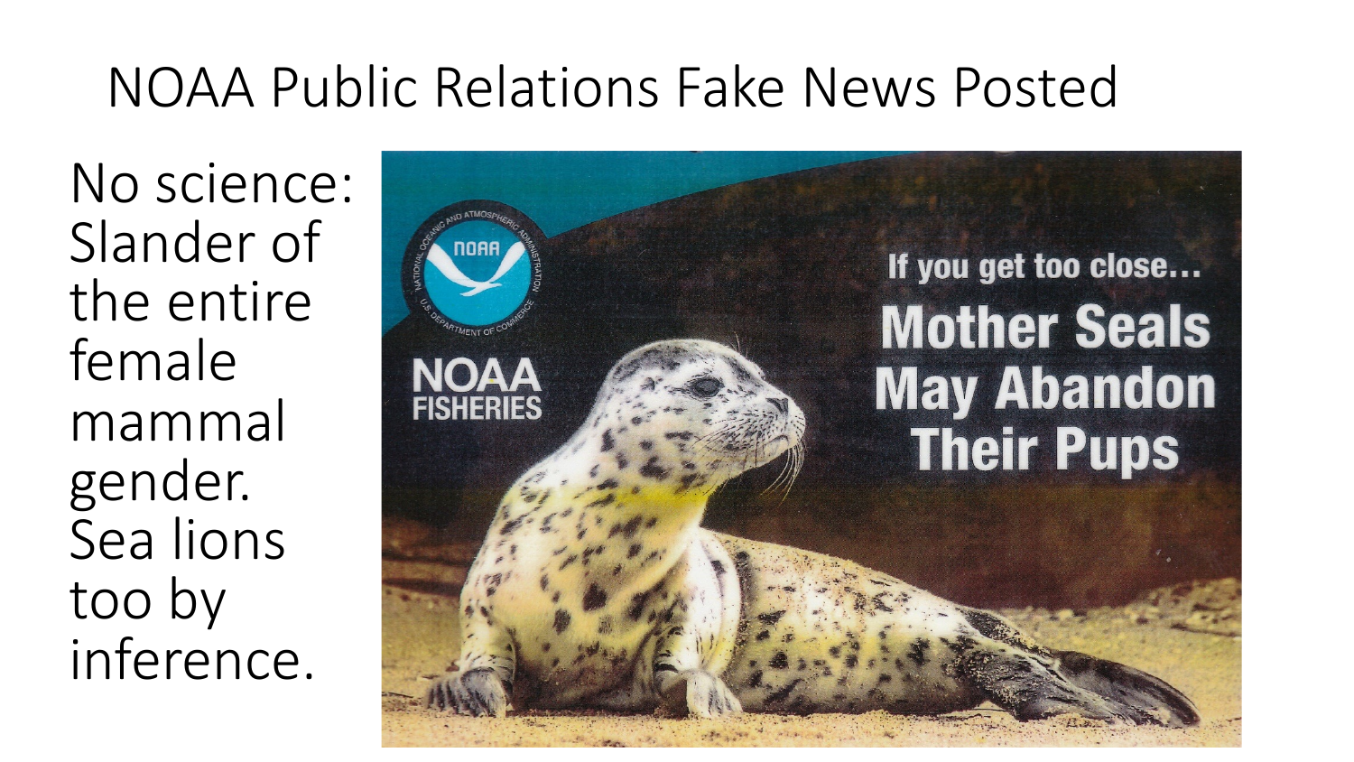# NOAA Public Relations Fake News Posted

No science: Slander of the entire female mammal gender. Sea lions too by inference.

NOAA

NOAA FISHERIES

If you get too close...

**Mother Seals May Abandon Their Pups**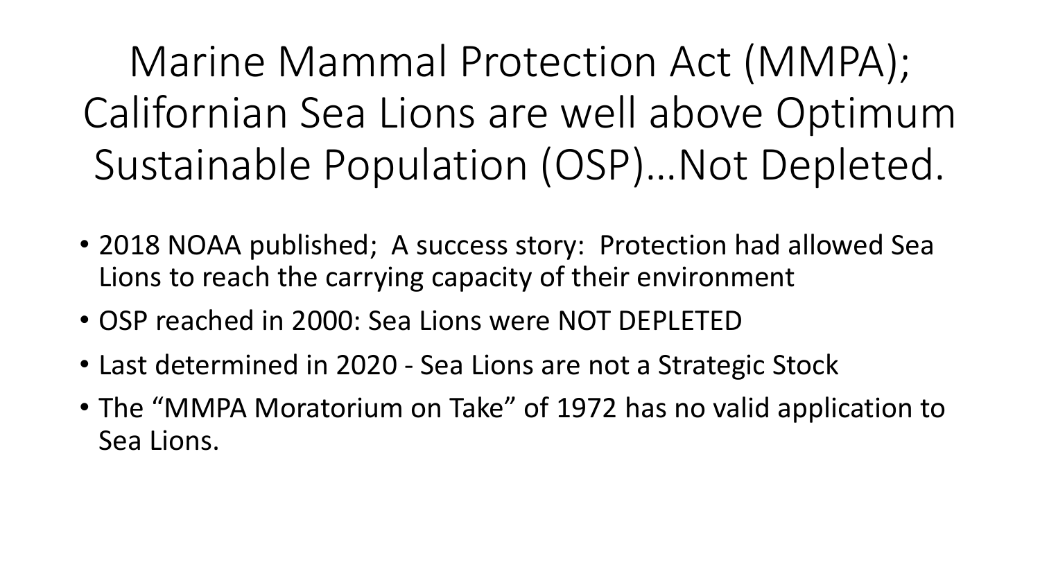# Marine Mammal Protection Act (MMPA); Californian Sea Lions are well above Optimum Sustainable Population (OSP)…Not Depleted.

- 2018 NOAA published;  A success story:  Protection had allowed Sea Lions to reach the carrying capacity of their environment
- OSP reached in 2000: Sea Lions were NOT DEPLETED
- Last determined in 2020 - Sea Lions are not a Strategic Stock
- The "MMPA Moratorium on Take" of 1972 has no valid application to Sea Lions.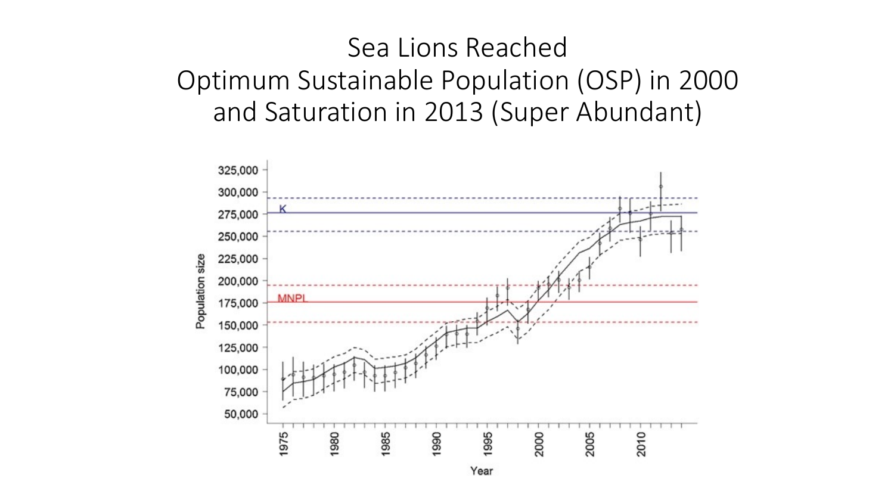# Sea Lions Reached Optimum Sustainable Population (OSP) in 2000 and Saturation in 2013 (Super Abundant)

Population size

325,000
300,000
275,000
250,000
225,000
200,000
175,000
150,000
125,000
100,000
75,000
50,000

K

MNPL

1975
1980
1985
1990
1995
2000
2005
2010

Year